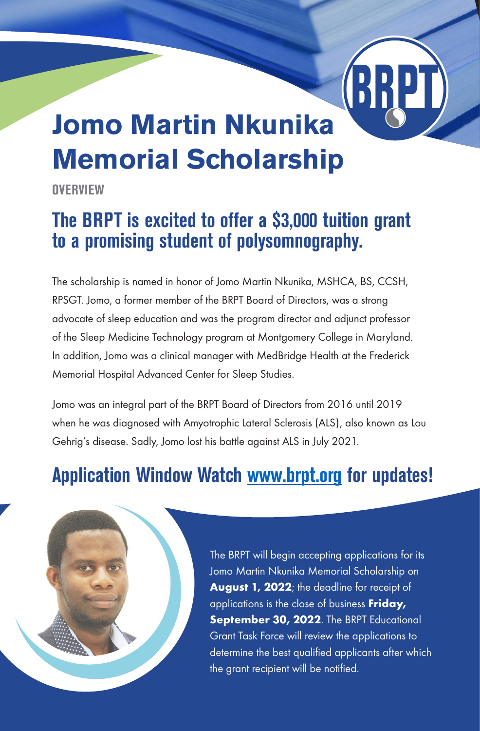# Jomo Martin Nkunika Memorial Scholarship

**OVERVIEW**

## The BRPT is excited to offer a $3,000 tuition grant to a promising student of polysomnography.

The scholarship is named in honor of Jomo Martin Nkunika, MSHCA, BS, CCSH, RPSGT. Jomo, a former member of the BRPT Board of Directors, was a strong advocate of sleep education and was the program director and adjunct professor of the Sleep Medicine Technology program at Montgomery College in Maryland. In addition, Jomo was a clinical manager with MedBridge Health at the Frederick Memorial Hospital Advanced Center for Sleep Studies.

Jomo was an integral part of the BRPT Board of Directors from 2016 until 2019 when he was diagnosed with Amyotrophic Lateral Sclerosis (ALS), also known as Lou Gehrig's disease. Sadly, Jomo lost his battle against ALS in July 2021.

## Application Window Watch www.brpt.org for updates!

The BRPT will begin accepting applications for its Jomo Martin Nkunika Memorial Scholarship on **August 1, 2022**; the deadline for receipt of applications is the close of business **Friday, September 30, 2022**. The BRPT Educational Grant Task Force will review the applications to determine the best qualified applicants after which the grant recipient will be notified.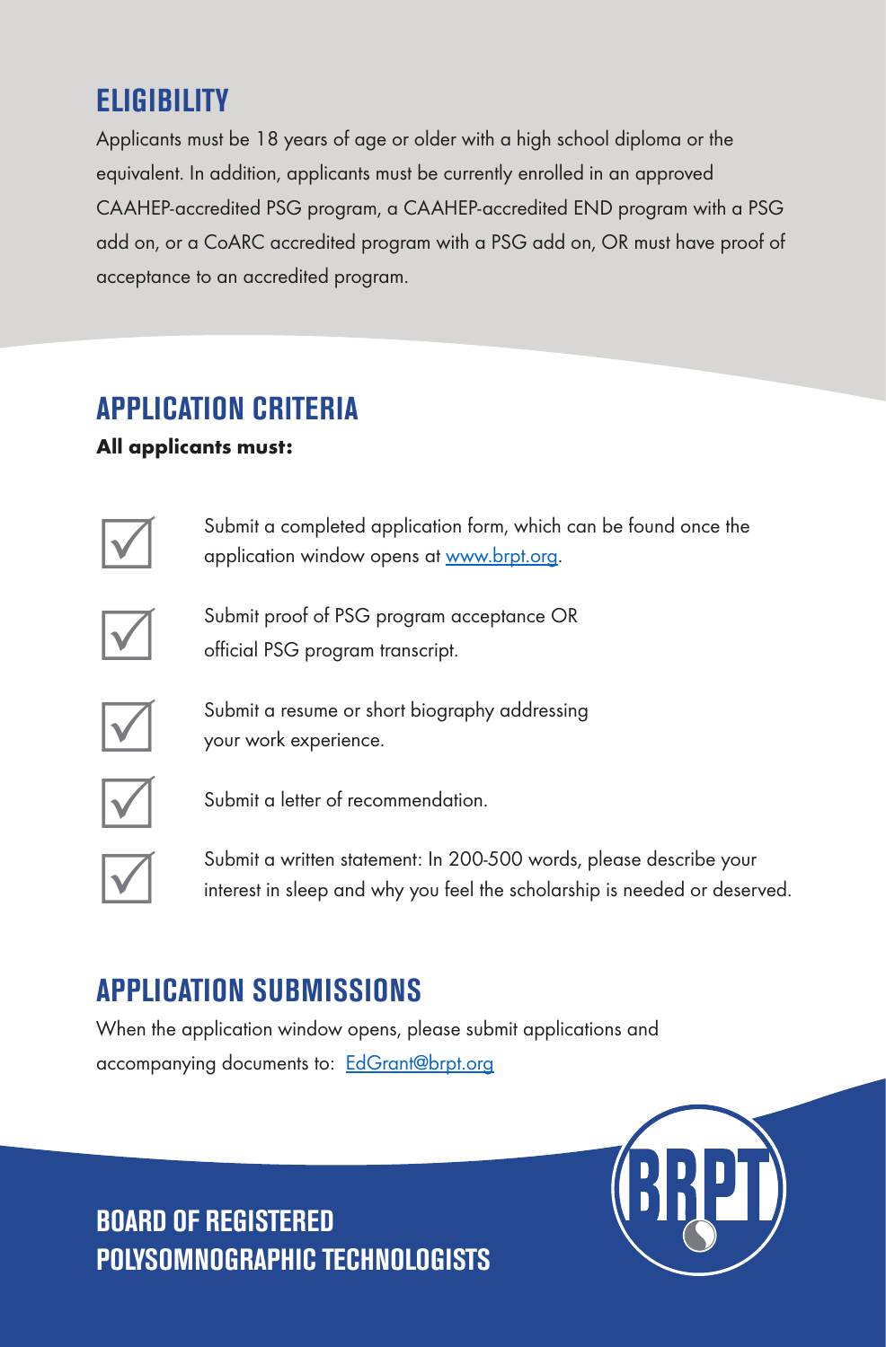## ELIGIBILITY

Applicants must be 18 years of age or older with a high school diploma or the equivalent. In addition, applicants must be currently enrolled in an approved CAAHEP-accredited PSG program, a CAAHEP-accredited END program with a PSG add on, or a CoARC accredited program with a PSG add on, OR must have proof of acceptance to an accredited program.

## APPLICATION CRITERIA

**All applicants must:**

- ☑ Submit a completed application form, which can be found once the application window opens at www.brpt.org.
- ☑ Submit proof of PSG program acceptance OR official PSG program transcript.
- ☑ Submit a resume or short biography addressing your work experience.
- ☑ Submit a letter of recommendation.
- ☑ Submit a written statement: In 200-500 words, please describe your interest in sleep and why you feel the scholarship is needed or deserved.

## APPLICATION SUBMISSIONS

When the application window opens, please submit applications and accompanying documents to: EdGrant@brpt.org

**BOARD OF REGISTERED POLYSOMNOGRAPHIC TECHNOLOGISTS**

BRPT